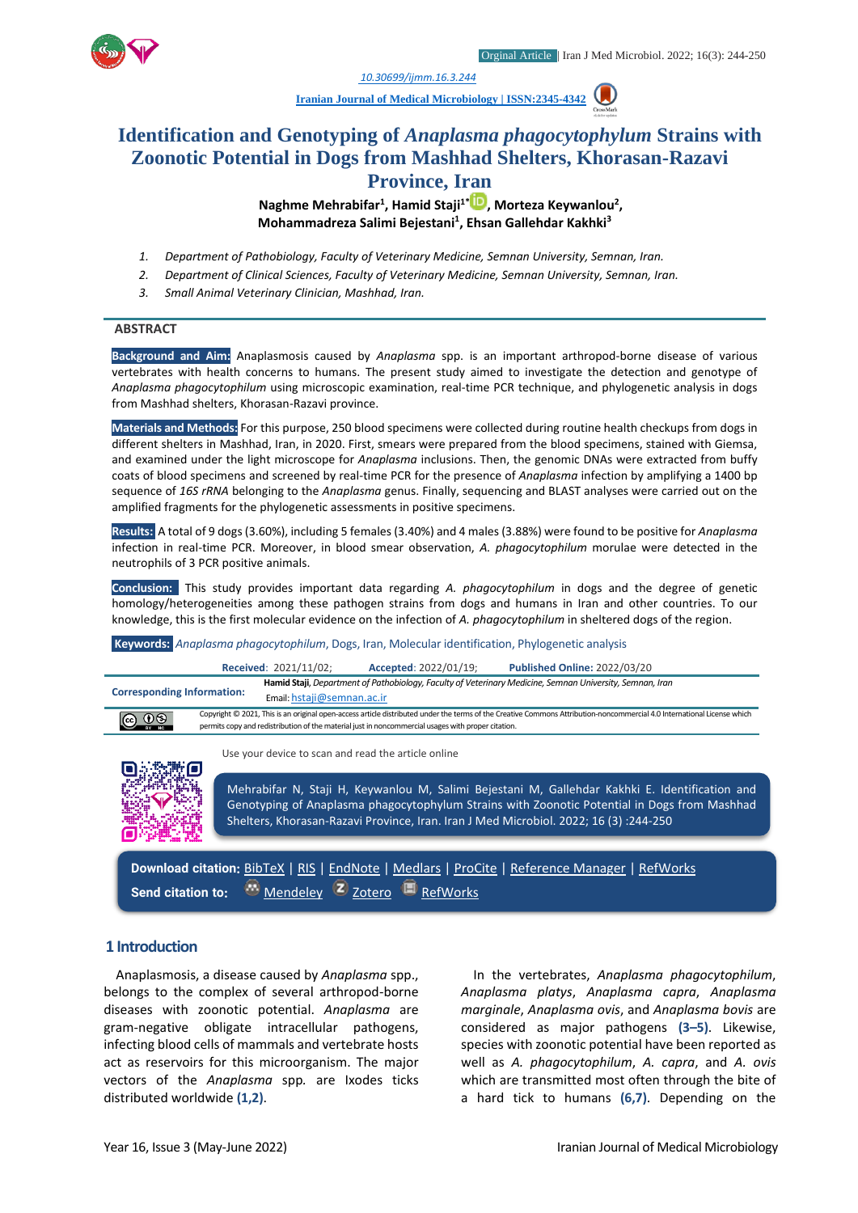Orginal Article | Iran J Med Microbiol. 2022; 16(3): 244-250

10.30699/ijmm.16.3.244

Iranian Journal of Medical Microbiology | ISSN:2345-4342

# Identification and Genotyping of *Anaplasma phagocytophylum* Strains with Zoonotic Potential in Dogs from Mashhad Shelters, Khorasan-Razavi Province, Iran

**Naghme Mehrabifar[1], Hamid Staji[1*], Morteza Keywanlou[2], Mohammadreza Salimi Bejestani[1], Ehsan Gallehdar Kakhki[3]**

1. *Department of Pathobiology, Faculty of Veterinary Medicine, Semnan University, Semnan, Iran.*
2. *Department of Clinical Sciences, Faculty of Veterinary Medicine, Semnan University, Semnan, Iran.*
3. *Small Animal Veterinary Clinician, Mashhad, Iran.*

## ABSTRACT

**Background and Aim:** Anaplasmosis caused by *Anaplasma* spp. is an important arthropod-borne disease of various vertebrates with health concerns to humans. The present study aimed to investigate the detection and genotype of *Anaplasma phagocytophilum* using microscopic examination, real-time PCR technique, and phylogenetic analysis in dogs from Mashhad shelters, Khorasan-Razavi province.

**Materials and Methods:** For this purpose, 250 blood specimens were collected during routine health checkups from dogs in different shelters in Mashhad, Iran, in 2020. First, smears were prepared from the blood specimens, stained with Giemsa, and examined under the light microscope for *Anaplasma* inclusions. Then, the genomic DNAs were extracted from buffy coats of blood specimens and screened by real-time PCR for the presence of *Anaplasma* infection by amplifying a 1400 bp sequence of *16S rRNA* belonging to the *Anaplasma* genus. Finally, sequencing and BLAST analyses were carried out on the amplified fragments for the phylogenetic assessments in positive specimens.

**Results:** A total of 9 dogs (3.60%), including 5 females (3.40%) and 4 males (3.88%) were found to be positive for *Anaplasma* infection in real-time PCR. Moreover, in blood smear observation, *A. phagocytophilum* morulae were detected in the neutrophils of 3 PCR positive animals.

**Conclusion:** This study provides important data regarding *A. phagocytophilum* in dogs and the degree of genetic homology/heterogeneities among these pathogen strains from dogs and humans in Iran and other countries. To our knowledge, this is the first molecular evidence on the infection of *A. phagocytophilum* in sheltered dogs of the region.

**Keywords:** *Anaplasma phagocytophilum*, Dogs, Iran, Molecular identification, Phylogenetic analysis

**Received**: 2021/11/02; **Accepted**: 2022/01/19; **Published Online:** 2022/03/20

**Corresponding Information:** **Hamid Staji**, *Department of Pathobiology, Faculty of Veterinary Medicine, Semnan University, Semnan, Iran*
Email: hstaji@semnan.ac.ir

Copyright © 2021, This is an original open-access article distributed under the terms of the Creative Commons Attribution-noncommercial 4.0 International License which permits copy and redistribution of the material just in noncommercial usages with proper citation.

Use your device to scan and read the article online

Mehrabifar N, Staji H, Keywanlou M, Salimi Bejestani M, Gallehdar Kakhki E. Identification and Genotyping of Anaplasma phagocytophylum Strains with Zoonotic Potential in Dogs from Mashhad Shelters, Khorasan-Razavi Province, Iran. Iran J Med Microbiol. 2022; 16 (3) :244-250

**Download citation:** BibTeX | RIS | EndNote | Medlars | ProCite | Reference Manager | RefWorks

**Send citation to:** Mendeley | Zotero | RefWorks

## 1 Introduction

Anaplasmosis, a disease caused by *Anaplasma* spp., belongs to the complex of several arthropod-borne diseases with zoonotic potential. *Anaplasma* are gram-negative obligate intracellular pathogens, infecting blood cells of mammals and vertebrate hosts act as reservoirs for this microorganism. The major vectors of the *Anaplasma* spp. are Ixodes ticks distributed worldwide **(1,2)**.

In the vertebrates, *Anaplasma phagocytophilum*, *Anaplasma platys*, *Anaplasma capra*, *Anaplasma marginale*, *Anaplasma ovis*, and *Anaplasma bovis* are considered as major pathogens **(3–5)**. Likewise, species with zoonotic potential have been reported as well as *A. phagocytophilum*, *A. capra*, and *A. ovis* which are transmitted most often through the bite of a hard tick to humans **(6,7)**. Depending on the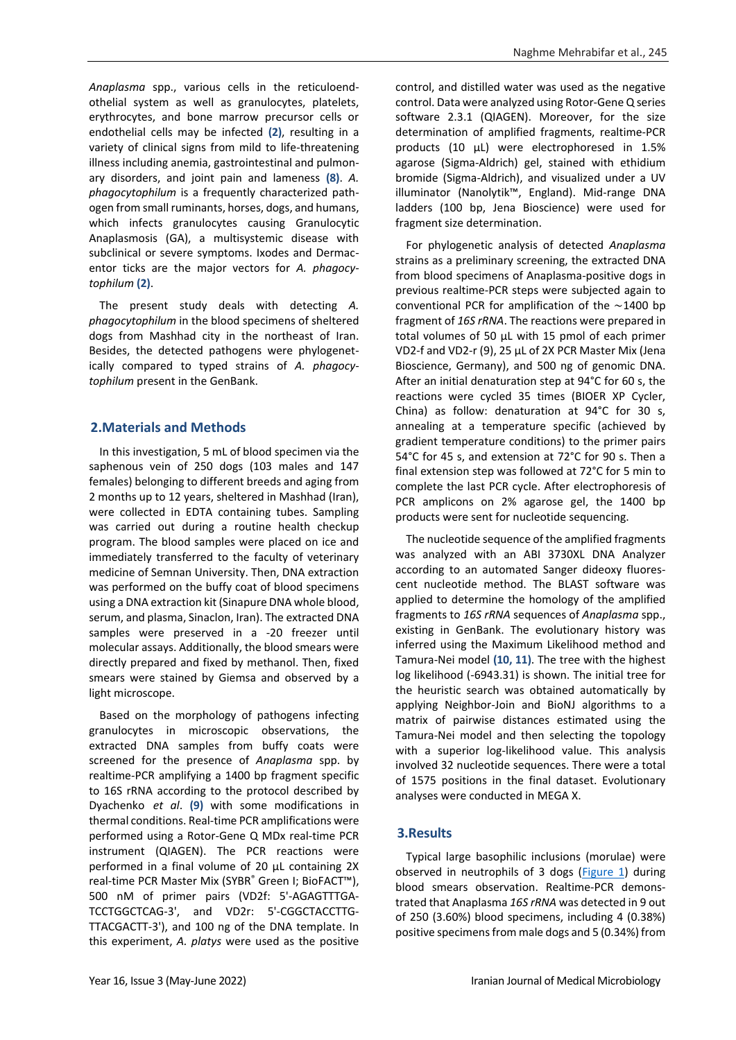*Anaplasma* spp., various cells in the reticuloendothelial system as well as granulocytes, platelets, erythrocytes, and bone marrow precursor cells or endothelial cells may be infected **(2)**, resulting in a variety of clinical signs from mild to life-threatening illness including anemia, gastrointestinal and pulmonary disorders, and joint pain and lameness **(8)**. *A. phagocytophilum* is a frequently characterized pathogen from small ruminants, horses, dogs, and humans, which infects granulocytes causing Granulocytic Anaplasmosis (GA), a multisystemic disease with subclinical or severe symptoms. Ixodes and Dermacentor ticks are the major vectors for *A. phagocytophilum* **(2)**.

The present study deals with detecting *A. phagocytophilum* in the blood specimens of sheltered dogs from Mashhad city in the northeast of Iran. Besides, the detected pathogens were phylogenetically compared to typed strains of *A. phagocytophilum* present in the GenBank.

## 2.Materials and Methods

In this investigation, 5 mL of blood specimen via the saphenous vein of 250 dogs (103 males and 147 females) belonging to different breeds and aging from 2 months up to 12 years, sheltered in Mashhad (Iran), were collected in EDTA containing tubes. Sampling was carried out during a routine health checkup program. The blood samples were placed on ice and immediately transferred to the faculty of veterinary medicine of Semnan University. Then, DNA extraction was performed on the buffy coat of blood specimens using a DNA extraction kit (Sinapure DNA whole blood, serum, and plasma, Sinaclon, Iran). The extracted DNA samples were preserved in a -20 freezer until molecular assays. Additionally, the blood smears were directly prepared and fixed by methanol. Then, fixed smears were stained by Giemsa and observed by a light microscope.

Based on the morphology of pathogens infecting granulocytes in microscopic observations, the extracted DNA samples from buffy coats were screened for the presence of *Anaplasma* spp. by realtime-PCR amplifying a 1400 bp fragment specific to 16S rRNA according to the protocol described by Dyachenko *et al*. **(9)** with some modifications in thermal conditions. Real-time PCR amplifications were performed using a Rotor-Gene Q MDx real-time PCR instrument (QIAGEN). The PCR reactions were performed in a final volume of 20 µL containing 2X real-time PCR Master Mix (SYBR® Green I; BioFACT™), 500 nM of primer pairs (VD2f: 5'-AGAGTTTGATCCTGGCTCAG-3', and VD2r: 5'-CGGCTACCTTGTTACGACTT-3'), and 100 ng of the DNA template. In this experiment, *A. platys* were used as the positive control, and distilled water was used as the negative control. Data were analyzed using Rotor-Gene Q series software 2.3.1 (QIAGEN). Moreover, for the size determination of amplified fragments, realtime-PCR products (10 µL) were electrophoresed in 1.5% agarose (Sigma-Aldrich) gel, stained with ethidium bromide (Sigma-Aldrich), and visualized under a UV illuminator (Nanolytik™, England). Mid-range DNA ladders (100 bp, Jena Bioscience) were used for fragment size determination.

For phylogenetic analysis of detected *Anaplasma* strains as a preliminary screening, the extracted DNA from blood specimens of Anaplasma-positive dogs in previous realtime-PCR steps were subjected again to conventional PCR for amplification of the ~1400 bp fragment of *16S rRNA*. The reactions were prepared in total volumes of 50 µL with 15 pmol of each primer VD2-f and VD2-r (9), 25 µL of 2X PCR Master Mix (Jena Bioscience, Germany), and 500 ng of genomic DNA. After an initial denaturation step at 94°C for 60 s, the reactions were cycled 35 times (BIOER XP Cycler, China) as follow: denaturation at 94°C for 30 s, annealing at a temperature specific (achieved by gradient temperature conditions) to the primer pairs 54°C for 45 s, and extension at 72°C for 90 s. Then a final extension step was followed at 72°C for 5 min to complete the last PCR cycle. After electrophoresis of PCR amplicons on 2% agarose gel, the 1400 bp products were sent for nucleotide sequencing.

The nucleotide sequence of the amplified fragments was analyzed with an ABI 3730XL DNA Analyzer according to an automated Sanger dideoxy fluorescent nucleotide method. The BLAST software was applied to determine the homology of the amplified fragments to *16S rRNA* sequences of *Anaplasma* spp., existing in GenBank. The evolutionary history was inferred using the Maximum Likelihood method and Tamura-Nei model **(10, 11)**. The tree with the highest log likelihood (-6943.31) is shown. The initial tree for the heuristic search was obtained automatically by applying Neighbor-Join and BioNJ algorithms to a matrix of pairwise distances estimated using the Tamura-Nei model and then selecting the topology with a superior log-likelihood value. This analysis involved 32 nucleotide sequences. There were a total of 1575 positions in the final dataset. Evolutionary analyses were conducted in MEGA X.

## 3.Results

Typical large basophilic inclusions (morulae) were observed in neutrophils of 3 dogs (Figure 1) during blood smears observation. Realtime-PCR demonstrated that Anaplasma *16S rRNA* was detected in 9 out of 250 (3.60%) blood specimens, including 4 (0.38%) positive specimens from male dogs and 5 (0.34%) from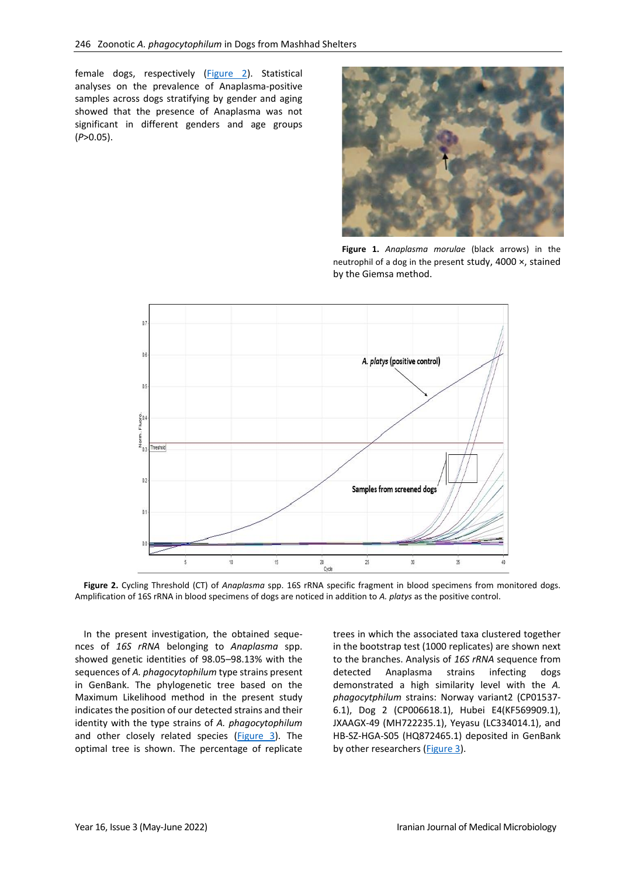female dogs, respectively (Figure 2). Statistical analyses on the prevalence of Anaplasma-positive samples across dogs stratifying by gender and aging showed that the presence of Anaplasma was not significant in different genders and age groups ($P$>0.05).

**Figure 1.** *Anaplasma morulae* (black arrows) in the neutrophil of a dog in the present study, 4000 ×, stained by the Giemsa method.

**Figure 2.** Cycling Threshold (CT) of *Anaplasma* spp. 16S rRNA specific fragment in blood specimens from monitored dogs. Amplification of 16S rRNA in blood specimens of dogs are noticed in addition to *A. platys* as the positive control.

In the present investigation, the obtained sequences of *16S rRNA* belonging to *Anaplasma* spp. showed genetic identities of 98.05–98.13% with the sequences of *A. phagocytophilum* type strains present in GenBank. The phylogenetic tree based on the Maximum Likelihood method in the present study indicates the position of our detected strains and their identity with the type strains of *A. phagocytophilum* and other closely related species (Figure 3). The optimal tree is shown. The percentage of replicate trees in which the associated taxa clustered together in the bootstrap test (1000 replicates) are shown next to the branches. Analysis of *16S rRNA* sequence from detected Anaplasma strains infecting dogs demonstrated a high similarity level with the *A. phagocytphilum* strains: Norway variant2 (CP01537-6.1), Dog 2 (CP006618.1), Hubei E4(KF569909.1), JXAAGX-49 (MH722235.1), Yeyasu (LC334014.1), and HB-SZ-HGA-S05 (HQ872465.1) deposited in GenBank by other researchers (Figure 3).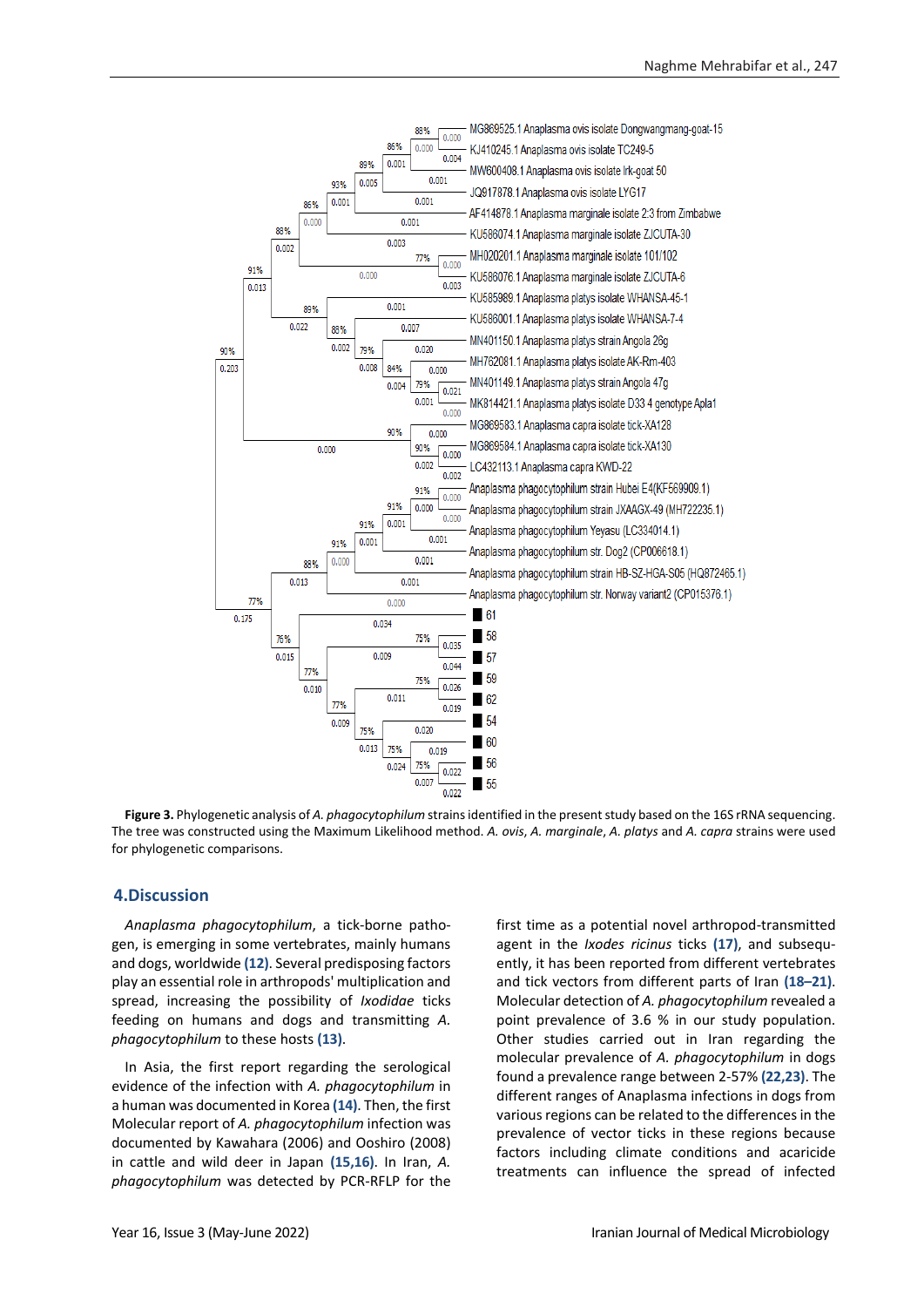**Figure 3.** Phylogenetic analysis of *A. phagocytophilum* strains identified in the present study based on the 16S rRNA sequencing. The tree was constructed using the Maximum Likelihood method. *A. ovis*, *A. marginale*, *A. platys* and *A. capra* strains were used for phylogenetic comparisons.

## 4.Discussion

*Anaplasma phagocytophilum*, a tick-borne pathogen, is emerging in some vertebrates, mainly humans and dogs, worldwide **(12)**. Several predisposing factors play an essential role in arthropods' multiplication and spread, increasing the possibility of *Ixodidae* ticks feeding on humans and dogs and transmitting *A. phagocytophilum* to these hosts **(13)**.

In Asia, the first report regarding the serological evidence of the infection with *A. phagocytophilum* in a human was documented in Korea **(14)**. Then, the first Molecular report of *A. phagocytophilum* infection was documented by Kawahara (2006) and Ooshiro (2008) in cattle and wild deer in Japan **(15,16)**. In Iran, *A. phagocytophilum* was detected by PCR-RFLP for the first time as a potential novel arthropod-transmitted agent in the *Ixodes ricinus* ticks **(17)**, and subsequently, it has been reported from different vertebrates and tick vectors from different parts of Iran **(18–21)**. Molecular detection of *A. phagocytophilum* revealed a point prevalence of 3.6 % in our study population. Other studies carried out in Iran regarding the molecular prevalence of *A. phagocytophilum* in dogs found a prevalence range between 2-57% **(22,23)**. The different ranges of Anaplasma infections in dogs from various regions can be related to the differences in the prevalence of vector ticks in these regions because factors including climate conditions and acaricide treatments can influence the spread of infected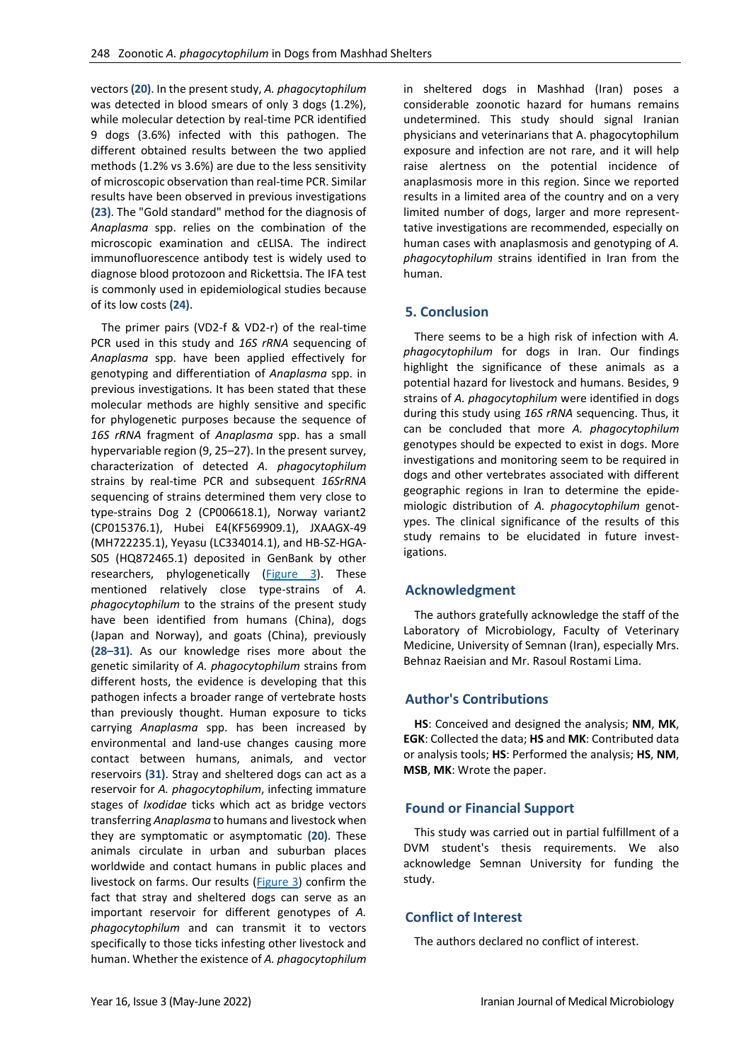vectors **(20)**. In the present study, *A. phagocytophilum* was detected in blood smears of only 3 dogs (1.2%), while molecular detection by real-time PCR identified 9 dogs (3.6%) infected with this pathogen. The different obtained results between the two applied methods (1.2% vs 3.6%) are due to the less sensitivity of microscopic observation than real-time PCR. Similar results have been observed in previous investigations **(23)**. The "Gold standard" method for the diagnosis of *Anaplasma* spp. relies on the combination of the microscopic examination and cELISA. The indirect immunofluorescence antibody test is widely used to diagnose blood protozoon and Rickettsia. The IFA test is commonly used in epidemiological studies because of its low costs **(24)**.

The primer pairs (VD2-f & VD2-r) of the real-time PCR used in this study and *16S rRNA* sequencing of *Anaplasma* spp. have been applied effectively for genotyping and differentiation of *Anaplasma* spp. in previous investigations. It has been stated that these molecular methods are highly sensitive and specific for phylogenetic purposes because the sequence of *16S rRNA* fragment of *Anaplasma* spp. has a small hypervariable region (9, 25–27). In the present survey, characterization of detected *A. phagocytophilum* strains by real-time PCR and subsequent *16SrRNA* sequencing of strains determined them very close to type-strains Dog 2 (CP006618.1), Norway variant2 (CP015376.1), Hubei E4(KF569909.1), JXAAGX-49 (MH722235.1), Yeyasu (LC334014.1), and HB-SZ-HGA-S05 (HQ872465.1) deposited in GenBank by other researchers, phylogenetically (Figure 3). These mentioned relatively close type-strains of *A. phagocytophilum* to the strains of the present study have been identified from humans (China), dogs (Japan and Norway), and goats (China), previously **(28–31)**. As our knowledge rises more about the genetic similarity of *A. phagocytophilum* strains from different hosts, the evidence is developing that this pathogen infects a broader range of vertebrate hosts than previously thought. Human exposure to ticks carrying *Anaplasma* spp. has been increased by environmental and land-use changes causing more contact between humans, animals, and vector reservoirs **(31)**. Stray and sheltered dogs can act as a reservoir for *A. phagocytophilum*, infecting immature stages of *Ixodidae* ticks which act as bridge vectors transferring *Anaplasma* to humans and livestock when they are symptomatic or asymptomatic **(20)**. These animals circulate in urban and suburban places worldwide and contact humans in public places and livestock on farms. Our results (Figure 3) confirm the fact that stray and sheltered dogs can serve as an important reservoir for different genotypes of *A. phagocytophilum* and can transmit it to vectors specifically to those ticks infesting other livestock and human. Whether the existence of *A. phagocytophilum* in sheltered dogs in Mashhad (Iran) poses a considerable zoonotic hazard for humans remains undetermined. This study should signal Iranian physicians and veterinarians that A. phagocytophilum exposure and infection are not rare, and it will help raise alertness on the potential incidence of anaplasmosis more in this region. Since we reported results in a limited area of the country and on a very limited number of dogs, larger and more representative investigations are recommended, especially on human cases with anaplasmosis and genotyping of *A. phagocytophilum* strains identified in Iran from the human.

## 5. Conclusion

There seems to be a high risk of infection with *A. phagocytophilum* for dogs in Iran. Our findings highlight the significance of these animals as a potential hazard for livestock and humans. Besides, 9 strains of *A. phagocytophilum* were identified in dogs during this study using *16S rRNA* sequencing. Thus, it can be concluded that more *A. phagocytophilum* genotypes should be expected to exist in dogs. More investigations and monitoring seem to be required in dogs and other vertebrates associated with different geographic regions in Iran to determine the epidemiologic distribution of *A. phagocytophilum* genotypes. The clinical significance of the results of this study remains to be elucidated in future investigations.

## Acknowledgment

The authors gratefully acknowledge the staff of the Laboratory of Microbiology, Faculty of Veterinary Medicine, University of Semnan (Iran), especially Mrs. Behnaz Raeisian and Mr. Rasoul Rostami Lima.

## Author's Contributions

**HS**: Conceived and designed the analysis; **NM**, **MK**, **EGK**: Collected the data; **HS** and **MK**: Contributed data or analysis tools; **HS**: Performed the analysis; **HS**, **NM**, **MSB**, **MK**: Wrote the paper.

## Found or Financial Support

This study was carried out in partial fulfillment of a DVM student's thesis requirements. We also acknowledge Semnan University for funding the study.

## Conflict of Interest

The authors declared no conflict of interest.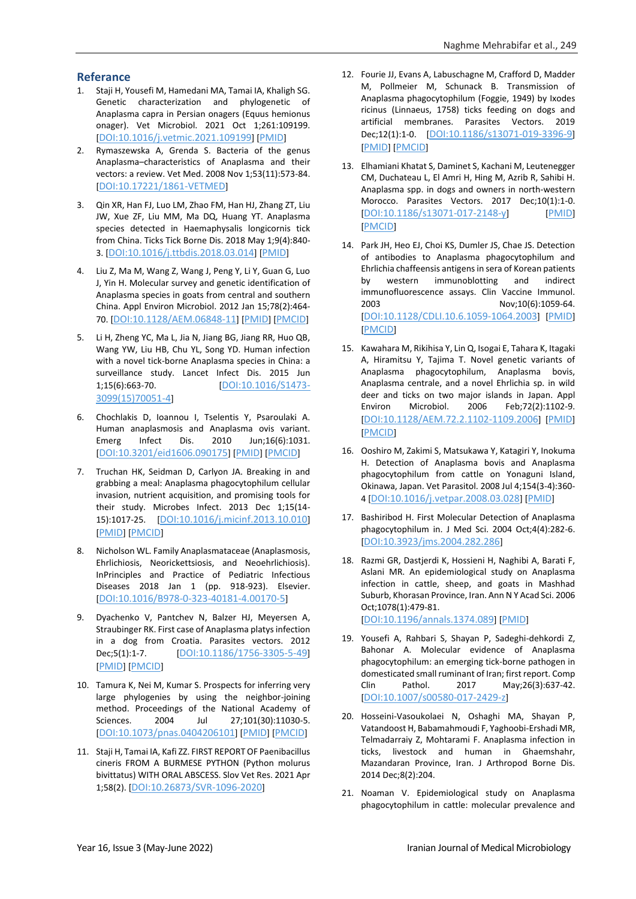## Referance

1. Staji H, Yousefi M, Hamedani MA, Tamai IA, Khaligh SG. Genetic characterization and phylogenetic of Anaplasma capra in Persian onagers (Equus hemionus onager). Vet Microbiol. 2021 Oct 1;261:109199. [DOI:10.1016/j.vetmic.2021.109199] [PMID]
2. Rymaszewska A, Grenda S. Bacteria of the genus Anaplasma–characteristics of Anaplasma and their vectors: a review. Vet Med. 2008 Nov 1;53(11):573-84. [DOI:10.17221/1861-VETMED]
3. Qin XR, Han FJ, Luo LM, Zhao FM, Han HJ, Zhang ZT, Liu JW, Xue ZF, Liu MM, Ma DQ, Huang YT. Anaplasma species detected in Haemaphysalis longicornis tick from China. Ticks Tick Borne Dis. 2018 May 1;9(4):840-3. [DOI:10.1016/j.ttbdis.2018.03.014] [PMID]
4. Liu Z, Ma M, Wang Z, Wang J, Peng Y, Li Y, Guan G, Luo J, Yin H. Molecular survey and genetic identification of Anaplasma species in goats from central and southern China. Appl Environ Microbiol. 2012 Jan 15;78(2):464-70. [DOI:10.1128/AEM.06848-11] [PMID] [PMCID]
5. Li H, Zheng YC, Ma L, Jia N, Jiang BG, Jiang RR, Huo QB, Wang YW, Liu HB, Chu YL, Song YD. Human infection with a novel tick-borne Anaplasma species in China: a surveillance study. Lancet Infect Dis. 2015 Jun 1;15(6):663-70. [DOI:10.1016/S1473-3099(15)70051-4]
6. Chochlakis D, Ioannou I, Tselentis Y, Psaroulaki A. Human anaplasmosis and Anaplasma ovis variant. Emerg Infect Dis. 2010 Jun;16(6):1031. [DOI:10.3201/eid1606.090175] [PMID] [PMCID]
7. Truchan HK, Seidman D, Carlyon JA. Breaking in and grabbing a meal: Anaplasma phagocytophilum cellular invasion, nutrient acquisition, and promising tools for their study. Microbes Infect. 2013 Dec 1;15(14-15):1017-25. [DOI:10.1016/j.micinf.2013.10.010] [PMID] [PMCID]
8. Nicholson WL. Family Anaplasmataceae (Anaplasmosis, Ehrlichiosis, Neorickettsiosis, and Neoehrlichiosis). InPrinciples and Practice of Pediatric Infectious Diseases 2018 Jan 1 (pp. 918-923). Elsevier. [DOI:10.1016/B978-0-323-40181-4.00170-5]
9. Dyachenko V, Pantchev N, Balzer HJ, Meyersen A, Straubinger RK. First case of Anaplasma platys infection in a dog from Croatia. Parasites vectors. 2012 Dec;5(1):1-7. [DOI:10.1186/1756-3305-5-49] [PMID] [PMCID]
10. Tamura K, Nei M, Kumar S. Prospects for inferring very large phylogenies by using the neighbor-joining method. Proceedings of the National Academy of Sciences. 2004 Jul 27;101(30):11030-5. [DOI:10.1073/pnas.0404206101] [PMID] [PMCID]
11. Staji H, Tamai IA, Kafi ZZ. FIRST REPORT OF Paenibacillus cineris FROM A BURMESE PYTHON (Python molurus bivittatus) WITH ORAL ABSCESS. Slov Vet Res. 2021 Apr 1;58(2). [DOI:10.26873/SVR-1096-2020]
12. Fourie JJ, Evans A, Labuschagne M, Crafford D, Madder M, Pollmeier M, Schunack B. Transmission of Anaplasma phagocytophilum (Foggie, 1949) by Ixodes ricinus (Linnaeus, 1758) ticks feeding on dogs and artificial membranes. Parasites Vectors. 2019 Dec;12(1):1-0. [DOI:10.1186/s13071-019-3396-9] [PMID] [PMCID]
13. Elhamiani Khatat S, Daminet S, Kachani M, Leutenegger CM, Duchateau L, El Amri H, Hing M, Azrib R, Sahibi H. Anaplasma spp. in dogs and owners in north-western Morocco. Parasites Vectors. 2017 Dec;10(1):1-0. [DOI:10.1186/s13071-017-2148-y] [PMID] [PMCID]
14. Park JH, Heo EJ, Choi KS, Dumler JS, Chae JS. Detection of antibodies to Anaplasma phagocytophilum and Ehrlichia chaffeensis antigens in sera of Korean patients by western immunoblotting and indirect immunofluorescence assays. Clin Vaccine Immunol. 2003 Nov;10(6):1059-64. [DOI:10.1128/CDLI.10.6.1059-1064.2003] [PMID] [PMCID]
15. Kawahara M, Rikihisa Y, Lin Q, Isogai E, Tahara K, Itagaki A, Hiramitsu Y, Tajima T. Novel genetic variants of Anaplasma phagocytophilum, Anaplasma bovis, Anaplasma centrale, and a novel Ehrlichia sp. in wild deer and ticks on two major islands in Japan. Appl Environ Microbiol. 2006 Feb;72(2):1102-9. [DOI:10.1128/AEM.72.2.1102-1109.2006] [PMID] [PMCID]
16. Ooshiro M, Zakimi S, Matsukawa Y, Katagiri Y, Inokuma H. Detection of Anaplasma bovis and Anaplasma phagocytophilum from cattle on Yonaguni Island, Okinawa, Japan. Vet Parasitol. 2008 Jul 4;154(3-4):360-4 [DOI:10.1016/j.vetpar.2008.03.028] [PMID]
17. Bashiribod H. First Molecular Detection of Anaplasma phagocytophilum in. J Med Sci. 2004 Oct;4(4):282-6. [DOI:10.3923/jms.2004.282.286]
18. Razmi GR, Dastjerdi K, Hossieni H, Naghibi A, Barati F, Aslani MR. An epidemiological study on Anaplasma infection in cattle, sheep, and goats in Mashhad Suburb, Khorasan Province, Iran. Ann N Y Acad Sci. 2006 Oct;1078(1):479-81. [DOI:10.1196/annals.1374.089] [PMID]
19. Yousefi A, Rahbari S, Shayan P, Sadeghi-dehkordi Z, Bahonar A. Molecular evidence of Anaplasma phagocytophilum: an emerging tick-borne pathogen in domesticated small ruminant of Iran; first report. Comp Clin Pathol. 2017 May;26(3):637-42. [DOI:10.1007/s00580-017-2429-z]
20. Hosseini-Vasoukolaei N, Oshaghi MA, Shayan P, Vatandoost H, Babamahmoudi F, Yaghoobi-Ershadi MR, Telmadarraiy Z, Mohtarami F. Anaplasma infection in ticks, livestock and human in Ghaemshahr, Mazandaran Province, Iran. J Arthropod Borne Dis. 2014 Dec;8(2):204.
21. Noaman V. Epidemiological study on Anaplasma phagocytophilum in cattle: molecular prevalence and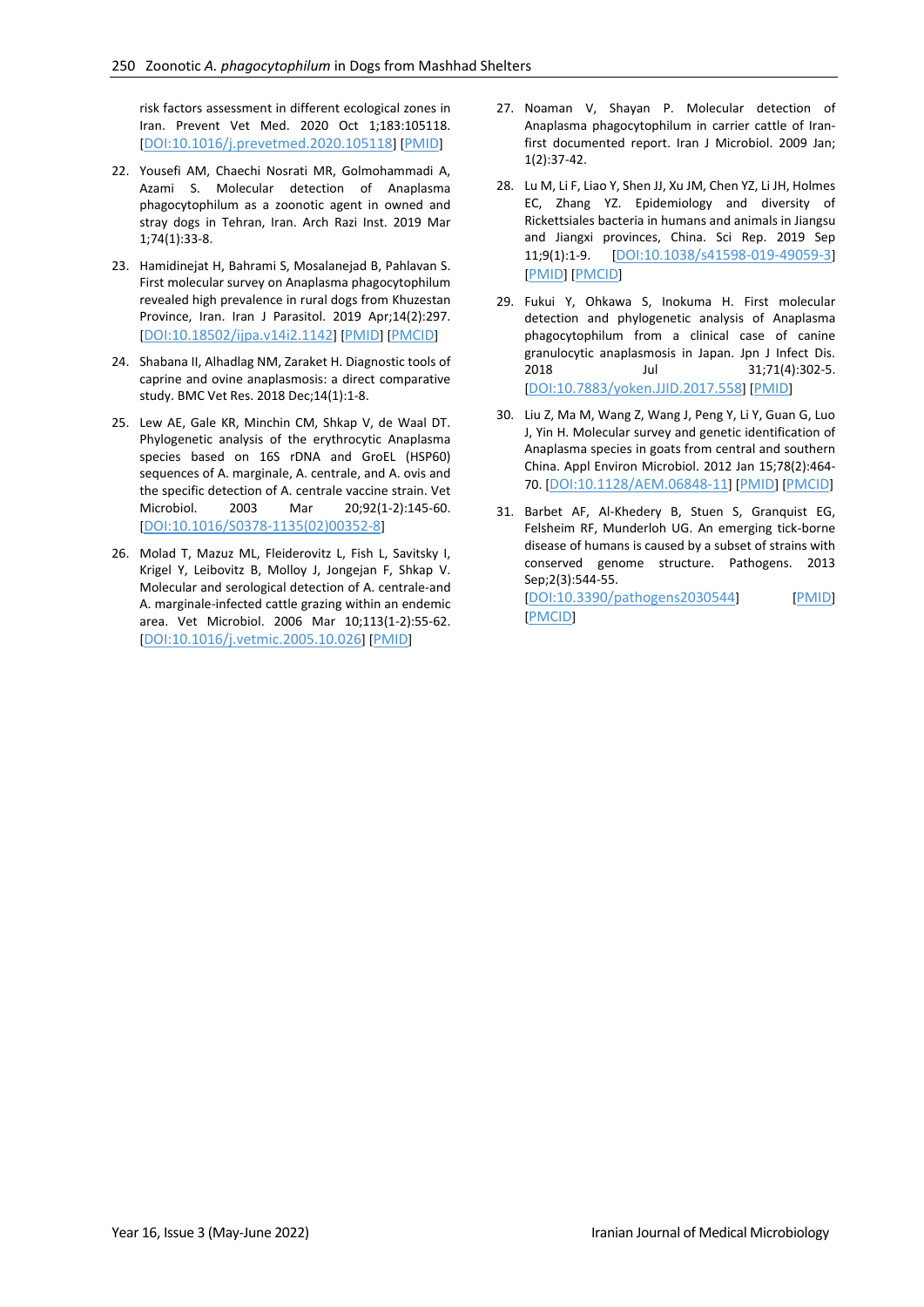risk factors assessment in different ecological zones in Iran. Prevent Vet Med. 2020 Oct 1;183:105118. [DOI:10.1016/j.prevetmed.2020.105118] [PMID]

22. Yousefi AM, Chaechi Nosrati MR, Golmohammadi A, Azami S. Molecular detection of Anaplasma phagocytophilum as a zoonotic agent in owned and stray dogs in Tehran, Iran. Arch Razi Inst. 2019 Mar 1;74(1):33-8.

23. Hamidinejat H, Bahrami S, Mosalanejad B, Pahlavan S. First molecular survey on Anaplasma phagocytophilum revealed high prevalence in rural dogs from Khuzestan Province, Iran. Iran J Parasitol. 2019 Apr;14(2):297. [DOI:10.18502/ijpa.v14i2.1142] [PMID] [PMCID]

24. Shabana II, Alhadlag NM, Zaraket H. Diagnostic tools of caprine and ovine anaplasmosis: a direct comparative study. BMC Vet Res. 2018 Dec;14(1):1-8.

25. Lew AE, Gale KR, Minchin CM, Shkap V, de Waal DT. Phylogenetic analysis of the erythrocytic Anaplasma species based on 16S rDNA and GroEL (HSP60) sequences of A. marginale, A. centrale, and A. ovis and the specific detection of A. centrale vaccine strain. Vet Microbiol. 2003 Mar 20;92(1-2):145-60. [DOI:10.1016/S0378-1135(02)00352-8]

26. Molad T, Mazuz ML, Fleiderovitz L, Fish L, Savitsky I, Krigel Y, Leibovitz B, Molloy J, Jongejan F, Shkap V. Molecular and serological detection of A. centrale-and A. marginale-infected cattle grazing within an endemic area. Vet Microbiol. 2006 Mar 10;113(1-2):55-62. [DOI:10.1016/j.vetmic.2005.10.026] [PMID]

27. Noaman V, Shayan P. Molecular detection of Anaplasma phagocytophilum in carrier cattle of Iran-first documented report. Iran J Microbiol. 2009 Jan; 1(2):37-42.

28. Lu M, Li F, Liao Y, Shen JJ, Xu JM, Chen YZ, Li JH, Holmes EC, Zhang YZ. Epidemiology and diversity of Rickettsiales bacteria in humans and animals in Jiangsu and Jiangxi provinces, China. Sci Rep. 2019 Sep 11;9(1):1-9. [DOI:10.1038/s41598-019-49059-3] [PMID] [PMCID]

29. Fukui Y, Ohkawa S, Inokuma H. First molecular detection and phylogenetic analysis of Anaplasma phagocytophilum from a clinical case of canine granulocytic anaplasmosis in Japan. Jpn J Infect Dis. 2018 Jul 31;71(4):302-5. [DOI:10.7883/yoken.JJID.2017.558] [PMID]

30. Liu Z, Ma M, Wang Z, Wang J, Peng Y, Li Y, Guan G, Luo J, Yin H. Molecular survey and genetic identification of Anaplasma species in goats from central and southern China. Appl Environ Microbiol. 2012 Jan 15;78(2):464-70. [DOI:10.1128/AEM.06848-11] [PMID] [PMCID]

31. Barbet AF, Al-Khedery B, Stuen S, Granquist EG, Felsheim RF, Munderloh UG. An emerging tick-borne disease of humans is caused by a subset of strains with conserved genome structure. Pathogens. 2013 Sep;2(3):544-55. [DOI:10.3390/pathogens2030544] [PMID] [PMCID]